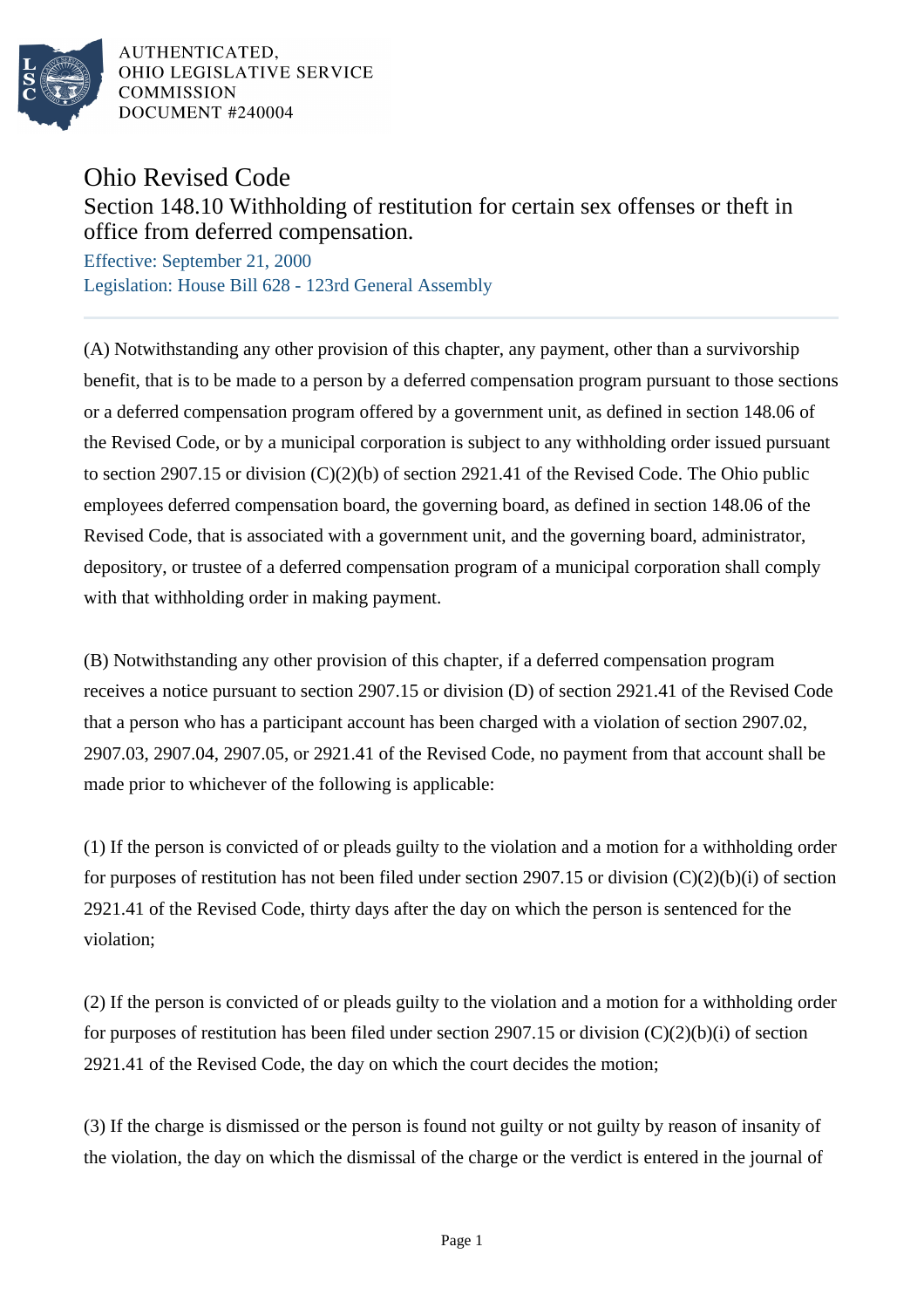AUTHENTICATED,
OHIO LEGISLATIVE SERVICE
COMMISSION
DOCUMENT #240004

# Ohio Revised Code

## Section 148.10 Withholding of restitution for certain sex offenses or theft in office from deferred compensation.

Effective: September 21, 2000
Legislation: House Bill 628 - 123rd General Assembly

---

(A) Notwithstanding any other provision of this chapter, any payment, other than a survivorship benefit, that is to be made to a person by a deferred compensation program pursuant to those sections or a deferred compensation program offered by a government unit, as defined in section 148.06 of the Revised Code, or by a municipal corporation is subject to any withholding order issued pursuant to section 2907.15 or division (C)(2)(b) of section 2921.41 of the Revised Code. The Ohio public employees deferred compensation board, the governing board, as defined in section 148.06 of the Revised Code, that is associated with a government unit, and the governing board, administrator, depository, or trustee of a deferred compensation program of a municipal corporation shall comply with that withholding order in making payment.

(B) Notwithstanding any other provision of this chapter, if a deferred compensation program receives a notice pursuant to section 2907.15 or division (D) of section 2921.41 of the Revised Code that a person who has a participant account has been charged with a violation of section 2907.02, 2907.03, 2907.04, 2907.05, or 2921.41 of the Revised Code, no payment from that account shall be made prior to whichever of the following is applicable:

(1) If the person is convicted of or pleads guilty to the violation and a motion for a withholding order for purposes of restitution has not been filed under section 2907.15 or division (C)(2)(b)(i) of section 2921.41 of the Revised Code, thirty days after the day on which the person is sentenced for the violation;

(2) If the person is convicted of or pleads guilty to the violation and a motion for a withholding order for purposes of restitution has been filed under section 2907.15 or division (C)(2)(b)(i) of section 2921.41 of the Revised Code, the day on which the court decides the motion;

(3) If the charge is dismissed or the person is found not guilty or not guilty by reason of insanity of the violation, the day on which the dismissal of the charge or the verdict is entered in the journal of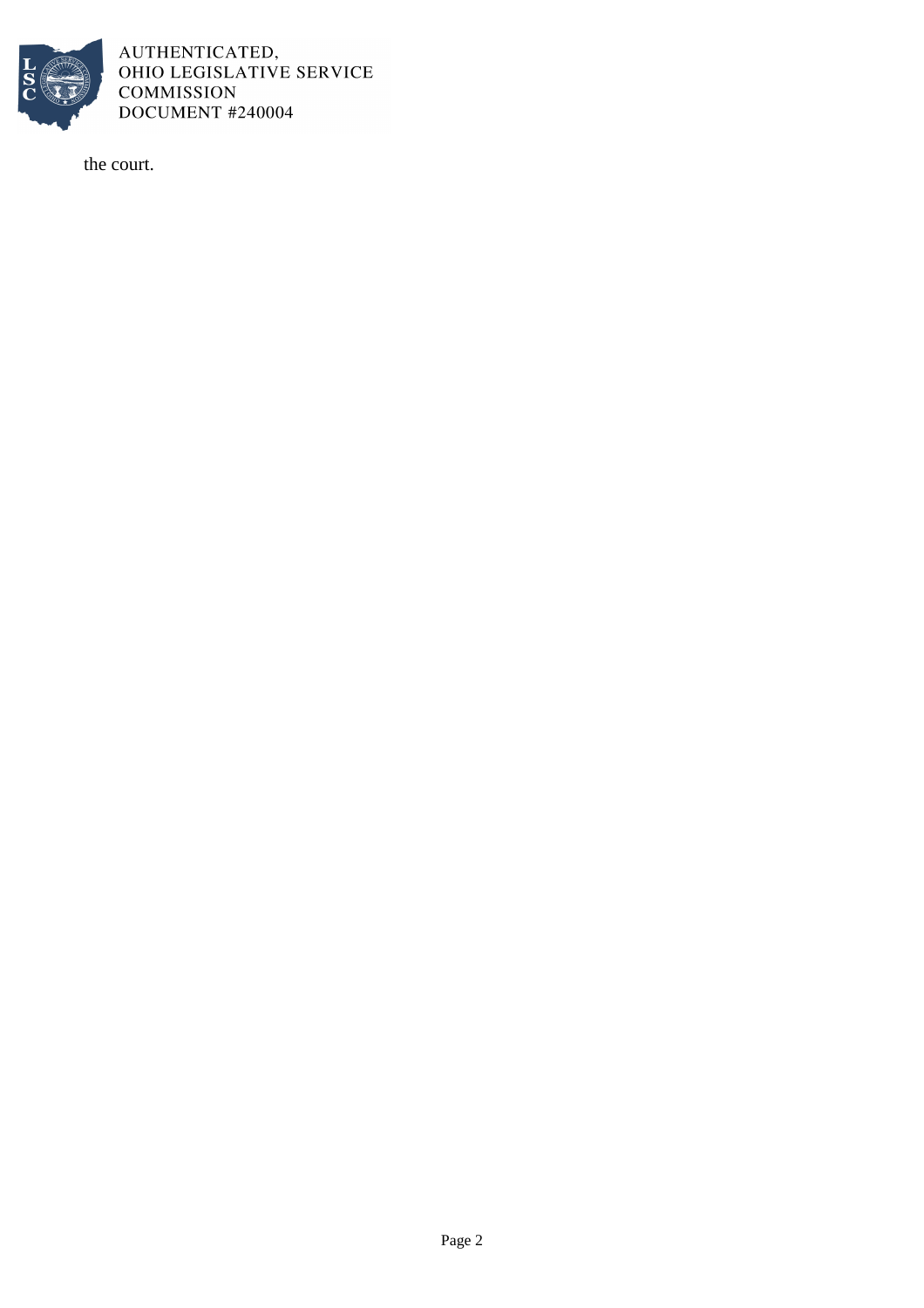the court.